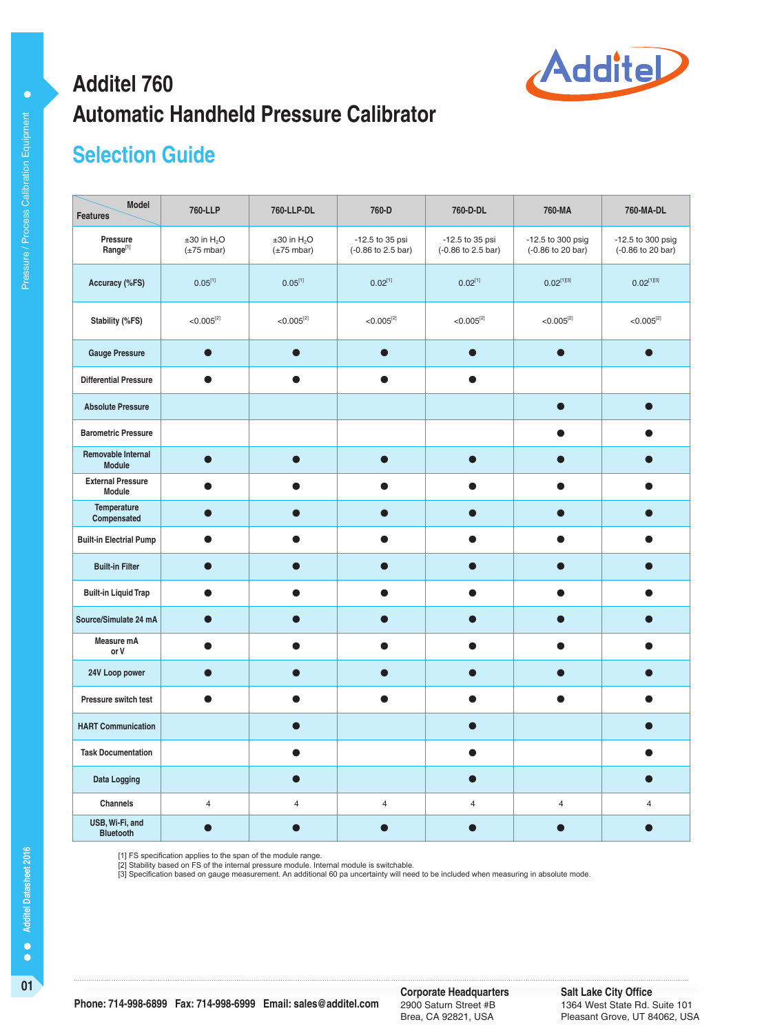# Additel 760
# Automatic Handheld Pressure Calibrator

## Selection Guide

| Features / Model | 760-LLP | 760-LLP-DL | 760-D | 760-D-DL | 760-MA | 760-MA-DL |
|---|---|---|---|---|---|---|
| Pressure Range[1] | ±30 in $H_2O$ (±75 mbar) | ±30 in $H_2O$ (±75 mbar) | -12.5 to 35 psi (-0.86 to 2.5 bar) | -12.5 to 35 psi (-0.86 to 2.5 bar) | -12.5 to 300 psig (-0.86 to 20 bar) | -12.5 to 300 psig (-0.86 to 20 bar) |
| Accuracy (%FS) | 0.05[1] | 0.05[1] | 0.02[1] | 0.02[1] | 0.02[1][3] | 0.02[1][3] |
| Stability (%FS) | <0.005[2] | <0.005[2] | <0.005[2] | <0.005[2] | <0.005[2] | <0.005[2] |
| Gauge Pressure | ● | ● | ● | ● | ● | ● |
| Differential Pressure | ● | ● | ● | ● | | |
| Absolute Pressure | | | | | ● | ● |
| Barometric Pressure | | | | | ● | ● |
| Removable Internal Module | ● | ● | ● | ● | ● | ● |
| External Pressure Module | ● | ● | ● | ● | ● | ● |
| Temperature Compensated | ● | ● | ● | ● | ● | ● |
| Built-in Electrial Pump | ● | ● | ● | ● | ● | ● |
| Built-in Filter | ● | ● | ● | ● | ● | ● |
| Built-in Liquid Trap | ● | ● | ● | ● | ● | ● |
| Source/Simulate 24 mA | ● | ● | ● | ● | ● | ● |
| Measure mA or V | ● | ● | ● | ● | ● | ● |
| 24V Loop power | ● | ● | ● | ● | ● | ● |
| Pressure switch test | ● | ● | ● | ● | ● | ● |
| HART Communication | | ● | | ● | | ● |
| Task Documentation | | ● | | ● | | ● |
| Data Logging | | ● | | ● | | ● |
| Channels | 4 | 4 | 4 | 4 | 4 | 4 |
| USB, Wi-Fi, and Bluetooth | ● | ● | ● | ● | ● | ● |

[1] FS specification applies to the span of the module range.
[2] Stability based on FS of the internal pressure module. Internal module is switchable.
[3] Specification based on gauge measurement. An additional 60 pa uncertainty will need to be included when measuring in absolute mode.

Phone: 714-998-6899 Fax: 714-998-6999 Email: sales@additel.com

**Corporate Headquarters**
2900 Saturn Street #B
Brea, CA 92821, USA

**Salt Lake City Office**
1364 West State Rd. Suite 101
Pleasant Grove, UT 84062, USA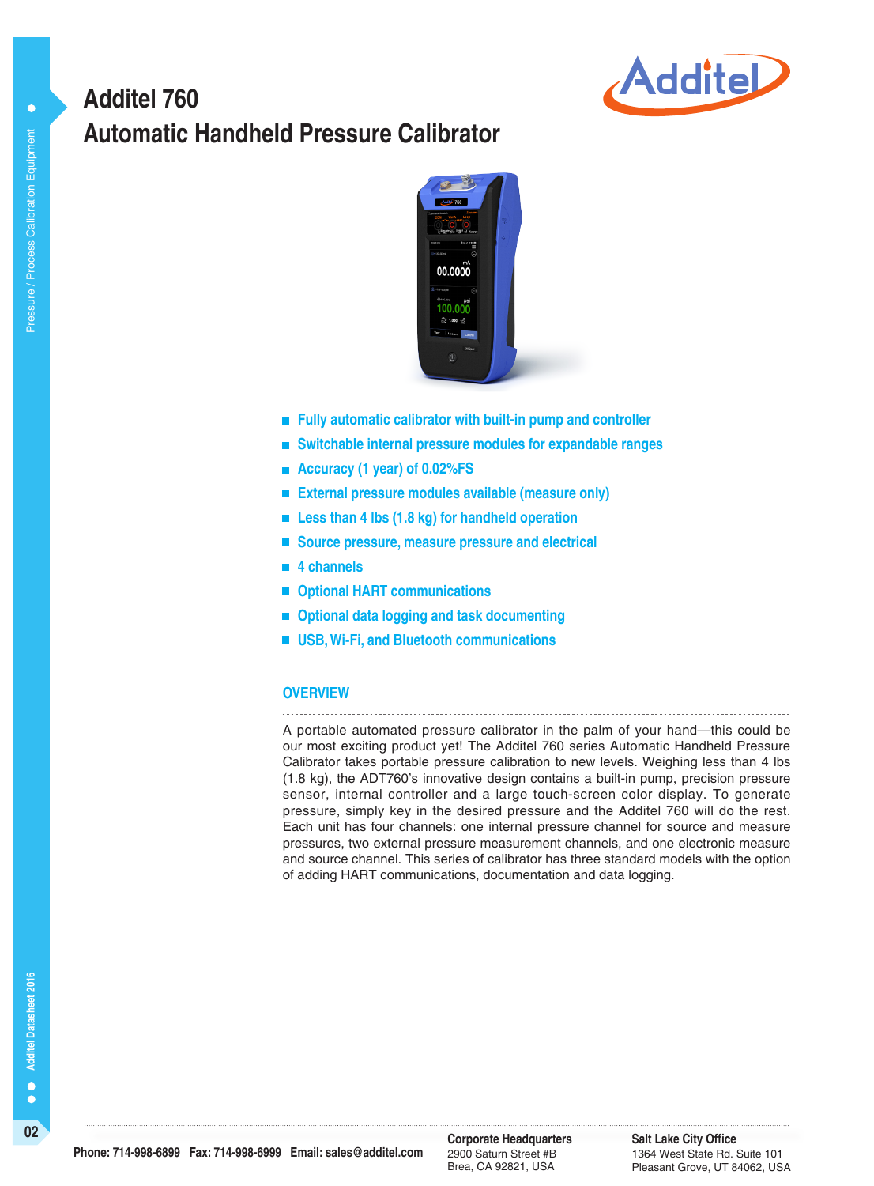# Additel 760
## Automatic Handheld Pressure Calibrator

- Fully automatic calibrator with built-in pump and controller
- Switchable internal pressure modules for expandable ranges
- Accuracy (1 year) of 0.02%FS
- External pressure modules available (measure only)
- Less than 4 lbs (1.8 kg) for handheld operation
- Source pressure, measure pressure and electrical
- 4 channels
- Optional HART communications
- Optional data logging and task documenting
- USB, Wi-Fi, and Bluetooth communications

### OVERVIEW

A portable automated pressure calibrator in the palm of your hand—this could be our most exciting product yet! The Additel 760 series Automatic Handheld Pressure Calibrator takes portable pressure calibration to new levels. Weighing less than 4 lbs (1.8 kg), the ADT760's innovative design contains a built-in pump, precision pressure sensor, internal controller and a large touch-screen color display. To generate pressure, simply key in the desired pressure and the Additel 760 will do the rest. Each unit has four channels: one internal pressure channel for source and measure pressures, two external pressure measurement channels, and one electronic measure and source channel. This series of calibrator has three standard models with the option of adding HART communications, documentation and data logging.

Phone: 714-998-6899 Fax: 714-998-6999 Email: sales@additel.com

**Corporate Headquarters**
2900 Saturn Street #B
Brea, CA 92821, USA

**Salt Lake City Office**
1364 West State Rd. Suite 101
Pleasant Grove, UT 84062, USA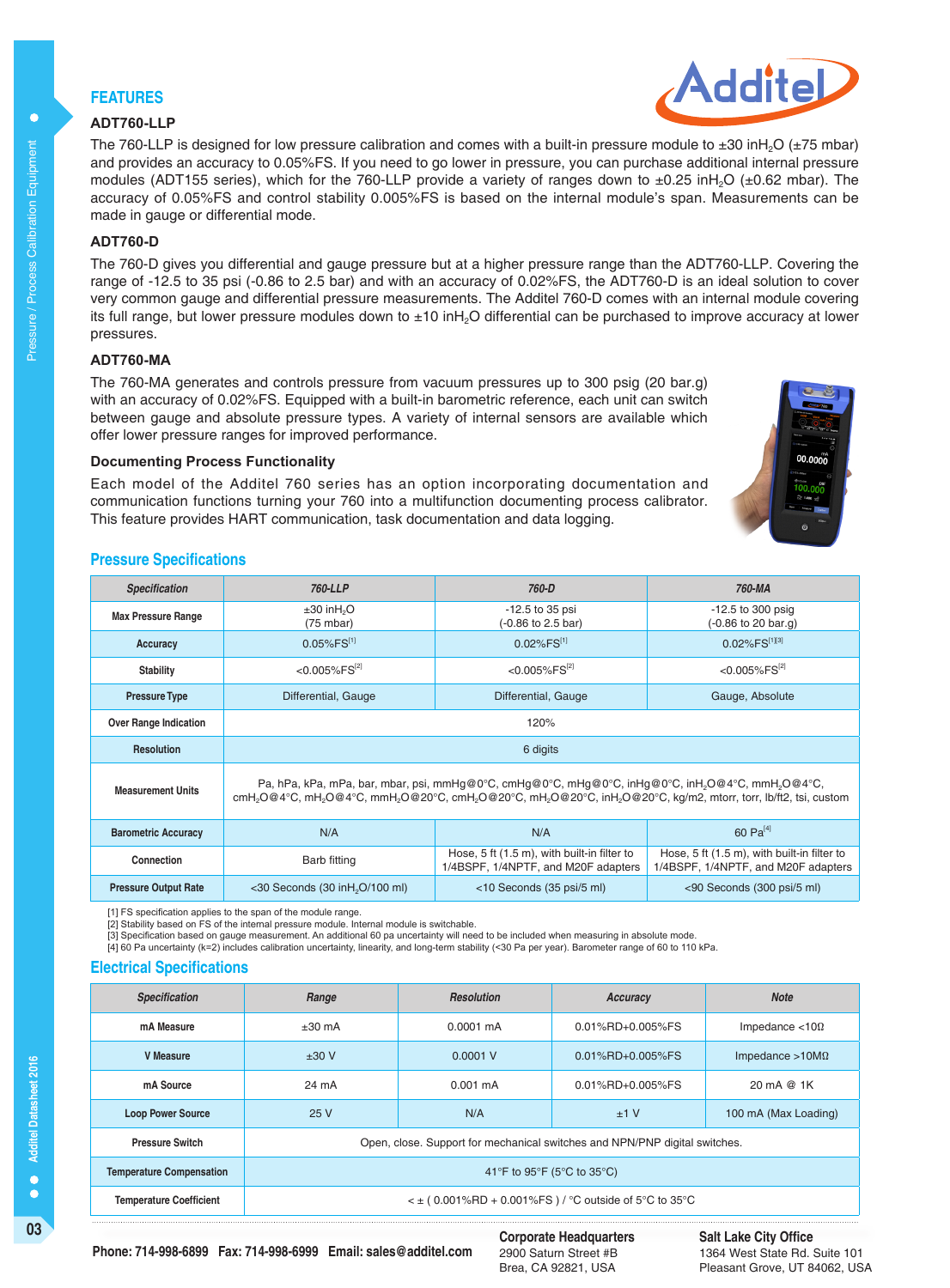## FEATURES

### ADT760-LLP

The 760-LLP is designed for low pressure calibration and comes with a built-in pressure module to ±30 inH$_2$O (±75 mbar) and provides an accuracy to 0.05%FS. If you need to go lower in pressure, you can purchase additional internal pressure modules (ADT155 series), which for the 760-LLP provide a variety of ranges down to ±0.25 inH$_2$O (±0.62 mbar). The accuracy of 0.05%FS and control stability 0.005%FS is based on the internal module's span. Measurements can be made in gauge or differential mode.

### ADT760-D

The 760-D gives you differential and gauge pressure but at a higher pressure range than the ADT760-LLP. Covering the range of -12.5 to 35 psi (-0.86 to 2.5 bar) and with an accuracy of 0.02%FS, the ADT760-D is an ideal solution to cover very common gauge and differential pressure measurements. The Additel 760-D comes with an internal module covering its full range, but lower pressure modules down to ±10 inH$_2$O differential can be purchased to improve accuracy at lower pressures.

### ADT760-MA

The 760-MA generates and controls pressure from vacuum pressures up to 300 psig (20 bar.g) with an accuracy of 0.02%FS. Equipped with a built-in barometric reference, each unit can switch between gauge and absolute pressure types. A variety of internal sensors are available which offer lower pressure ranges for improved performance.

### Documenting Process Functionality

Each model of the Additel 760 series has an option incorporating documentation and communication functions turning your 760 into a multifunction documenting process calibrator. This feature provides HART communication, task documentation and data logging.

## Pressure Specifications

| Specification | 760-LLP | 760-D | 760-MA |
|---|---|---|---|
| Max Pressure Range | ±30 inH$_2$O (75 mbar) | -12.5 to 35 psi (-0.86 to 2.5 bar) | -12.5 to 300 psig (-0.86 to 20 bar.g) |
| Accuracy | 0.05%FS[1] | 0.02%FS[1] | 0.02%FS[1][3] |
| Stability | <0.005%FS[2] | <0.005%FS[2] | <0.005%FS[2] |
| Pressure Type | Differential, Gauge | Differential, Gauge | Gauge, Absolute |
| Over Range Indication | 120% | | |
| Resolution | 6 digits | | |
| Measurement Units | Pa, hPa, kPa, mPa, bar, mbar, psi, mmHg@0°C, cmHg@0°C, mHg@0°C, inHg@0°C, inH$_2$O@4°C, mmH$_2$O@4°C, cmH$_2$O@4°C, mH$_2$O@4°C, mmH$_2$O@20°C, cmH$_2$O@20°C, mH$_2$O@20°C, inH$_2$O@20°C, kg/m2, mtorr, torr, lb/ft2, tsi, custom | | |
| Barometric Accuracy | N/A | N/A | 60 Pa[4] |
| Connection | Barb fitting | Hose, 5 ft (1.5 m), with built-in filter to 1/4BSPF, 1/4NPTF, and M20F adapters | Hose, 5 ft (1.5 m), with built-in filter to 1/4BSPF, 1/4NPTF, and M20F adapters |
| Pressure Output Rate | <30 Seconds (30 inH$_2$O/100 ml) | <10 Seconds (35 psi/5 ml) | <90 Seconds (300 psi/5 ml) |

[1] FS specification applies to the span of the module range.
[2] Stability based on FS of the internal pressure module. Internal module is switchable.
[3] Specification based on gauge measurement. An additional 60 pa uncertainty will need to be included when measuring in absolute mode.
[4] 60 Pa uncertainty (k=2) includes calibration uncertainty, linearity, and long-term stability (<30 Pa per year). Barometer range of 60 to 110 kPa.

## Electrical Specifications

| Specification | Range | Resolution | Accuracy | Note |
|---|---|---|---|---|
| mA Measure | ±30 mA | 0.0001 mA | 0.01%RD+0.005%FS | Impedance <10Ω |
| V Measure | ±30 V | 0.0001 V | 0.01%RD+0.005%FS | Impedance >10MΩ |
| mA Source | 24 mA | 0.001 mA | 0.01%RD+0.005%FS | 20 mA @ 1K |
| Loop Power Source | 25 V | N/A | ±1 V | 100 mA (Max Loading) |
| Pressure Switch | Open, close. Support for mechanical switches and NPN/PNP digital switches. | | | |
| Temperature Compensation | 41°F to 95°F (5°C to 35°C) | | | |
| Temperature Coefficient | < ± ( 0.001%RD + 0.001%FS ) / °C outside of 5°C to 35°C | | | |

**Phone: 714-998-6899 Fax: 714-998-6999 Email: sales@additel.com**

**Corporate Headquarters**
2900 Saturn Street #B
Brea, CA 92821, USA

**Salt Lake City Office**
1364 West State Rd. Suite 101
Pleasant Grove, UT 84062, USA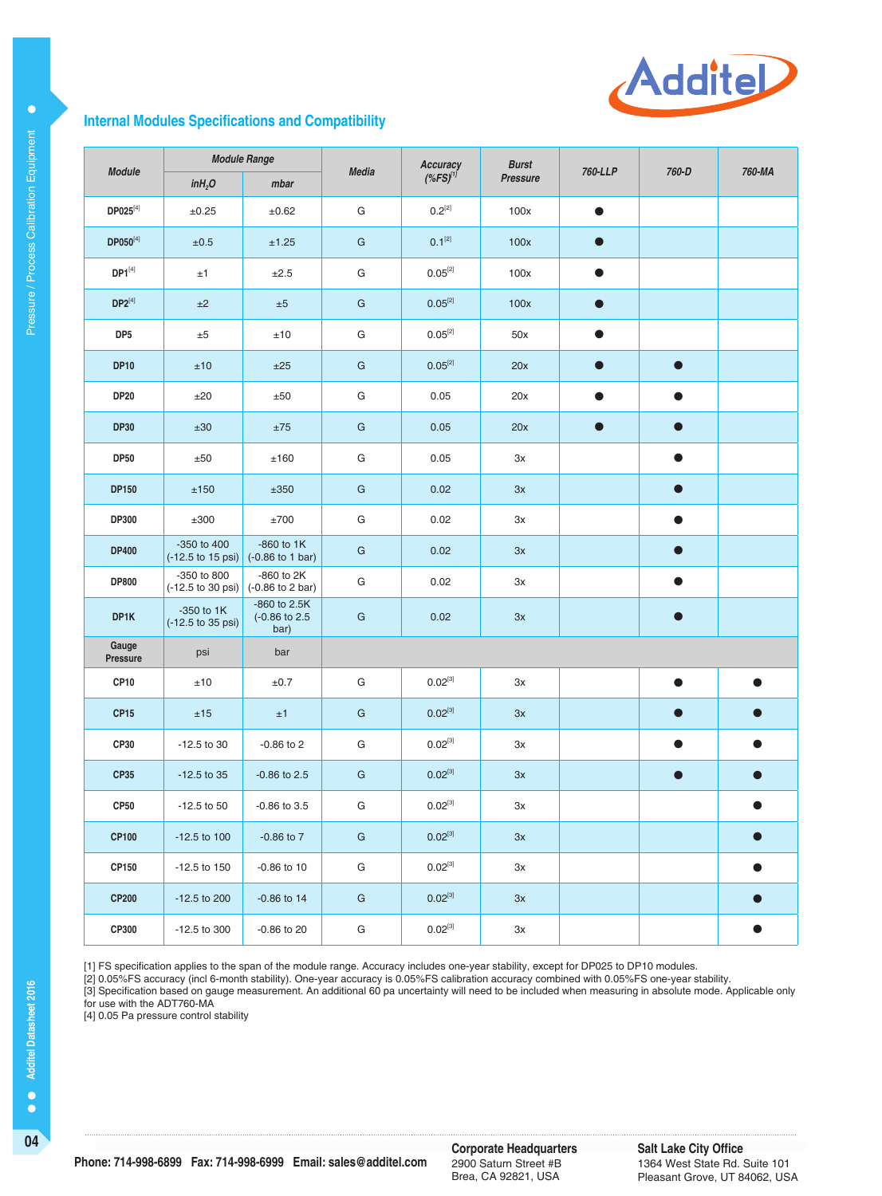## Internal Modules Specifications and Compatibility

| Module | Module Range | | Media | Accuracy (%FS)[1] | Burst Pressure | 760-LLP | 760-D | 760-MA |
|---|---|---|---|---|---|---|---|---|
| | $inH_2O$ | mbar | | | | | | |
| DP025[4] | ±0.25 | ±0.62 | G | 0.2[2] | 100x | ● | | |
| DP050[4] | ±0.5 | ±1.25 | G | 0.1[2] | 100x | ● | | |
| DP1[4] | ±1 | ±2.5 | G | 0.05[2] | 100x | ● | | |
| DP2[4] | ±2 | ±5 | G | 0.05[2] | 100x | ● | | |
| DP5 | ±5 | ±10 | G | 0.05[2] | 50x | ● | | |
| DP10 | ±10 | ±25 | G | 0.05[2] | 20x | ● | ● | |
| DP20 | ±20 | ±50 | G | 0.05 | 20x | ● | ● | |
| DP30 | ±30 | ±75 | G | 0.05 | 20x | ● | ● | |
| DP50 | ±50 | ±160 | G | 0.05 | 3x | | ● | |
| DP150 | ±150 | ±350 | G | 0.02 | 3x | | ● | |
| DP300 | ±300 | ±700 | G | 0.02 | 3x | | ● | |
| DP400 | -350 to 400 (-12.5 to 15 psi) | -860 to 1K (-0.86 to 1 bar) | G | 0.02 | 3x | | ● | |
| DP800 | -350 to 800 (-12.5 to 30 psi) | -860 to 2K (-0.86 to 2 bar) | G | 0.02 | 3x | | ● | |
| DP1K | -350 to 1K (-12.5 to 35 psi) | -860 to 2.5K (-0.86 to 2.5 bar) | G | 0.02 | 3x | | ● | |
| Gauge Pressure | psi | bar | | | | | | |
| CP10 | ±10 | ±0.7 | G | 0.02[3] | 3x | | ● | ● |
| CP15 | ±15 | ±1 | G | 0.02[3] | 3x | | ● | ● |
| CP30 | -12.5 to 30 | -0.86 to 2 | G | 0.02[3] | 3x | | ● | ● |
| CP35 | -12.5 to 35 | -0.86 to 2.5 | G | 0.02[3] | 3x | | ● | ● |
| CP50 | -12.5 to 50 | -0.86 to 3.5 | G | 0.02[3] | 3x | | | ● |
| CP100 | -12.5 to 100 | -0.86 to 7 | G | 0.02[3] | 3x | | | ● |
| CP150 | -12.5 to 150 | -0.86 to 10 | G | 0.02[3] | 3x | | | ● |
| CP200 | -12.5 to 200 | -0.86 to 14 | G | 0.02[3] | 3x | | | ● |
| CP300 | -12.5 to 300 | -0.86 to 20 | G | 0.02[3] | 3x | | | ● |

[1] FS specification applies to the span of the module range. Accuracy includes one-year stability, except for DP025 to DP10 modules.
[2] 0.05%FS accuracy (incl 6-month stability). One-year accuracy is 0.05%FS calibration accuracy combined with 0.05%FS one-year stability.
[3] Specification based on gauge measurement. An additional 60 pa uncertainty will need to be included when measuring in absolute mode. Applicable only for use with the ADT760-MA
[4] 0.05 Pa pressure control stability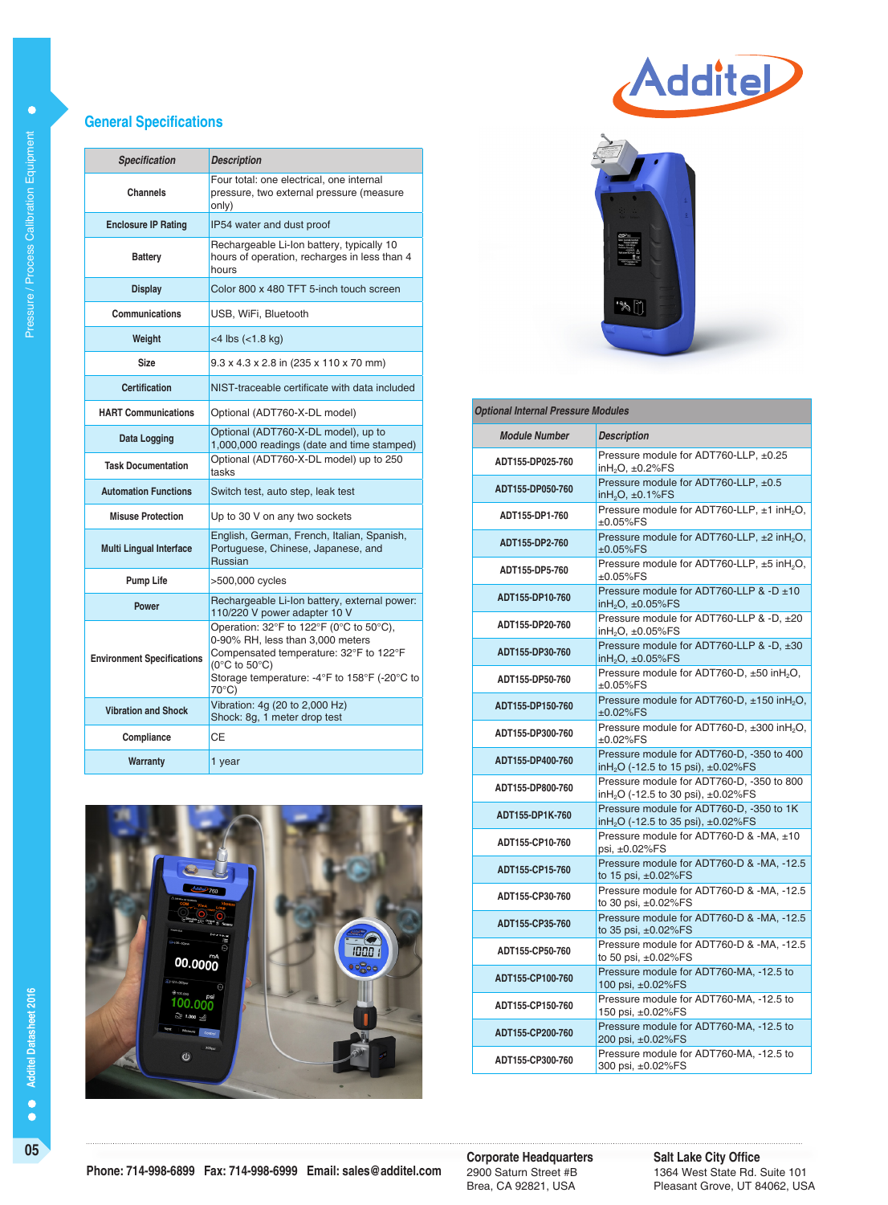## General Specifications

| Specification | Description |
|---|---|
| Channels | Four total: one electrical, one internal pressure, two external pressure (measure only) |
| Enclosure IP Rating | IP54 water and dust proof |
| Battery | Rechargeable Li-Ion battery, typically 10 hours of operation, recharges in less than 4 hours |
| Display | Color 800 x 480 TFT 5-inch touch screen |
| Communications | USB, WiFi, Bluetooth |
| Weight | <4 lbs (<1.8 kg) |
| Size | 9.3 x 4.3 x 2.8 in (235 x 110 x 70 mm) |
| Certification | NIST-traceable certificate with data included |
| HART Communications | Optional (ADT760-X-DL model) |
| Data Logging | Optional (ADT760-X-DL model), up to 1,000,000 readings (date and time stamped) |
| Task Documentation | Optional (ADT760-X-DL model) up to 250 tasks |
| Automation Functions | Switch test, auto step, leak test |
| Misuse Protection | Up to 30 V on any two sockets |
| Multi Lingual Interface | English, German, French, Italian, Spanish, Portuguese, Chinese, Japanese, and Russian |
| Pump Life | >500,000 cycles |
| Power | Rechargeable Li-Ion battery, external power: 110/220 V power adapter 10 V |
| Environment Specifications | Operation: 32°F to 122°F (0°C to 50°C), 0-90% RH, less than 3,000 meters<br>Compensated temperature: 32°F to 122°F (0°C to 50°C)<br>Storage temperature: -4°F to 158°F (-20°C to 70°C) |
| Vibration and Shock | Vibration: 4g (20 to 2,000 Hz)<br>Shock: 8g, 1 meter drop test |
| Compliance | CE |
| Warranty | 1 year |

### Optional Internal Pressure Modules

| Module Number | Description |
|---|---|
| ADT155-DP025-760 | Pressure module for ADT760-LLP, ±0.25 inH$_2$O, ±0.2%FS |
| ADT155-DP050-760 | Pressure module for ADT760-LLP, ±0.5 inH$_2$O, ±0.1%FS |
| ADT155-DP1-760 | Pressure module for ADT760-LLP, ±1 inH$_2$O, ±0.05%FS |
| ADT155-DP2-760 | Pressure module for ADT760-LLP, ±2 inH$_2$O, ±0.05%FS |
| ADT155-DP5-760 | Pressure module for ADT760-LLP, ±5 inH$_2$O, ±0.05%FS |
| ADT155-DP10-760 | Pressure module for ADT760-LLP & -D ±10 inH$_2$O, ±0.05%FS |
| ADT155-DP20-760 | Pressure module for ADT760-LLP & -D, ±20 inH$_2$O, ±0.05%FS |
| ADT155-DP30-760 | Pressure module for ADT760-LLP & -D, ±30 inH$_2$O, ±0.05%FS |
| ADT155-DP50-760 | Pressure module for ADT760-D, ±50 inH$_2$O, ±0.05%FS |
| ADT155-DP150-760 | Pressure module for ADT760-D, ±150 inH$_2$O, ±0.02%FS |
| ADT155-DP300-760 | Pressure module for ADT760-D, ±300 inH$_2$O, ±0.02%FS |
| ADT155-DP400-760 | Pressure module for ADT760-D, -350 to 400 inH$_2$O (-12.5 to 15 psi), ±0.02%FS |
| ADT155-DP800-760 | Pressure module for ADT760-D, -350 to 800 inH$_2$O (-12.5 to 30 psi), ±0.02%FS |
| ADT155-DP1K-760 | Pressure module for ADT760-D, -350 to 1K inH$_2$O (-12.5 to 35 psi), ±0.02%FS |
| ADT155-CP10-760 | Pressure module for ADT760-D & -MA, ±10 psi, ±0.02%FS |
| ADT155-CP15-760 | Pressure module for ADT760-D & -MA, -12.5 to 15 psi, ±0.02%FS |
| ADT155-CP30-760 | Pressure module for ADT760-D & -MA, -12.5 to 30 psi, ±0.02%FS |
| ADT155-CP35-760 | Pressure module for ADT760-D & -MA, -12.5 to 35 psi, ±0.02%FS |
| ADT155-CP50-760 | Pressure module for ADT760-D & -MA, -12.5 to 50 psi, ±0.02%FS |
| ADT155-CP100-760 | Pressure module for ADT760-MA, -12.5 to 100 psi, ±0.02%FS |
| ADT155-CP150-760 | Pressure module for ADT760-MA, -12.5 to 150 psi, ±0.02%FS |
| ADT155-CP200-760 | Pressure module for ADT760-MA, -12.5 to 200 psi, ±0.02%FS |
| ADT155-CP300-760 | Pressure module for ADT760-MA, -12.5 to 300 psi, ±0.02%FS |

**Phone: 714-998-6899 Fax: 714-998-6999 Email: sales@additel.com**

**Corporate Headquarters**
2900 Saturn Street #B
Brea, CA 92821, USA

**Salt Lake City Office**
1364 West State Rd. Suite 101
Pleasant Grove, UT 84062, USA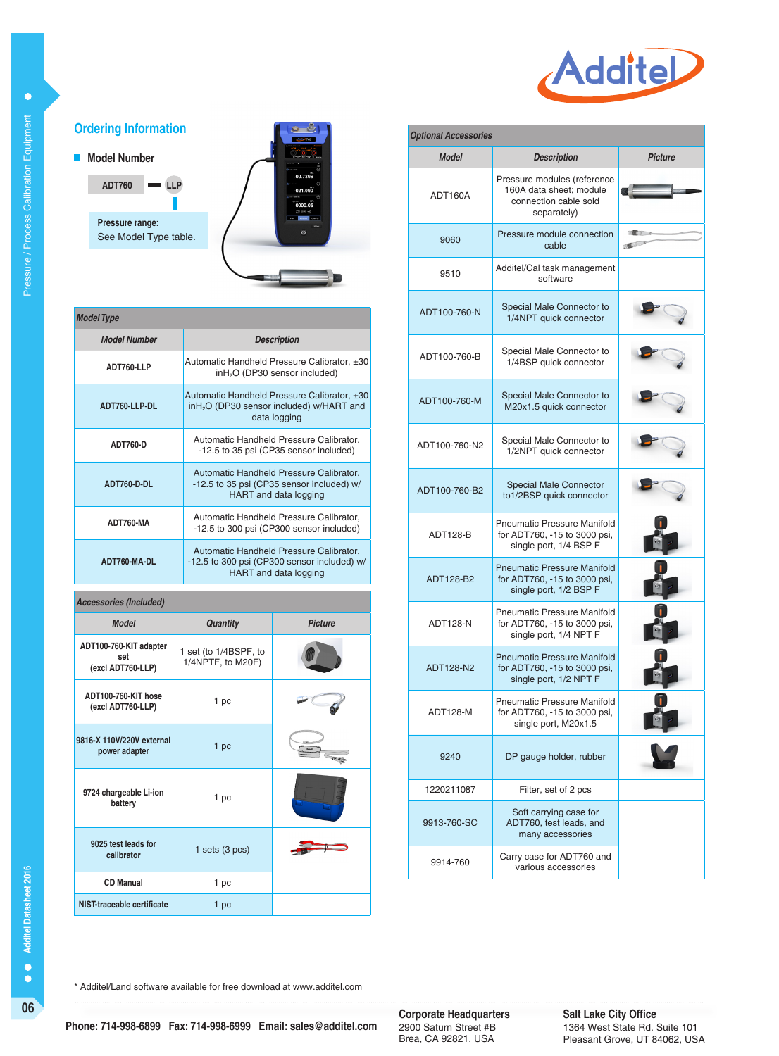## Ordering Information

### Model Number

ADT760 — LLP

Pressure range:
See Model Type table.

| Model Type | |
|---|---|
| **Model Number** | **Description** |
| ADT760-LLP | Automatic Handheld Pressure Calibrator, ±30 in$H_2O$ (DP30 sensor included) |
| ADT760-LLP-DL | Automatic Handheld Pressure Calibrator, ±30 in$H_2O$ (DP30 sensor included) w/HART and data logging |
| ADT760-D | Automatic Handheld Pressure Calibrator, -12.5 to 35 psi (CP35 sensor included) |
| ADT760-D-DL | Automatic Handheld Pressure Calibrator, -12.5 to 35 psi (CP35 sensor included) w/ HART and data logging |
| ADT760-MA | Automatic Handheld Pressure Calibrator, -12.5 to 300 psi (CP300 sensor included) |
| ADT760-MA-DL | Automatic Handheld Pressure Calibrator, -12.5 to 300 psi (CP300 sensor included) w/ HART and data logging |

| Accessories (Included) | | |
|---|---|---|
| **Model** | **Quantity** | **Picture** |
| ADT100-760-KIT adapter set (excl ADT760-LLP) | 1 set (to 1/4BSPF, to 1/4NPTF, to M20F) | |
| ADT100-760-KIT hose (excl ADT760-LLP) | 1 pc | |
| 9816-X 110V/220V external power adapter | 1 pc | |
| 9724 chargeable Li-ion battery | 1 pc | |
| 9025 test leads for calibrator | 1 sets (3 pcs) | |
| CD Manual | 1 pc | |
| NIST-traceable certificate | 1 pc | |

| Optional Accessories | | |
|---|---|---|
| **Model** | **Description** | **Picture** |
| ADT160A | Pressure modules (reference 160A data sheet; module connection cable sold separately) | |
| 9060 | Pressure module connection cable | |
| 9510 | Additel/Cal task management software | |
| ADT100-760-N | Special Male Connector to 1/4NPT quick connector | |
| ADT100-760-B | Special Male Connector to 1/4BSP quick connector | |
| ADT100-760-M | Special Male Connector to M20x1.5 quick connector | |
| ADT100-760-N2 | Special Male Connector to 1/2NPT quick connector | |
| ADT100-760-B2 | Special Male Connector to1/2BSP quick connector | |
| ADT128-B | Pneumatic Pressure Manifold for ADT760, -15 to 3000 psi, single port, 1/4 BSP F | |
| ADT128-B2 | Pneumatic Pressure Manifold for ADT760, -15 to 3000 psi, single port, 1/2 BSP F | |
| ADT128-N | Pneumatic Pressure Manifold for ADT760, -15 to 3000 psi, single port, 1/4 NPT F | |
| ADT128-N2 | Pneumatic Pressure Manifold for ADT760, -15 to 3000 psi, single port, 1/2 NPT F | |
| ADT128-M | Pneumatic Pressure Manifold for ADT760, -15 to 3000 psi, single port, M20x1.5 | |
| 9240 | DP gauge holder, rubber | |
| 1220211087 | Filter, set of 2 pcs | |
| 9913-760-SC | Soft carrying case for ADT760, test leads, and many accessories | |
| 9914-760 | Carry case for ADT760 and various accessories | |

\* Additel/Land software available for free download at www.additel.com

Phone: 714-998-6899 Fax: 714-998-6999 Email: sales@additel.com

**Corporate Headquarters**
2900 Saturn Street #B
Brea, CA 92821, USA

**Salt Lake City Office**
1364 West State Rd. Suite 101
Pleasant Grove, UT 84062, USA